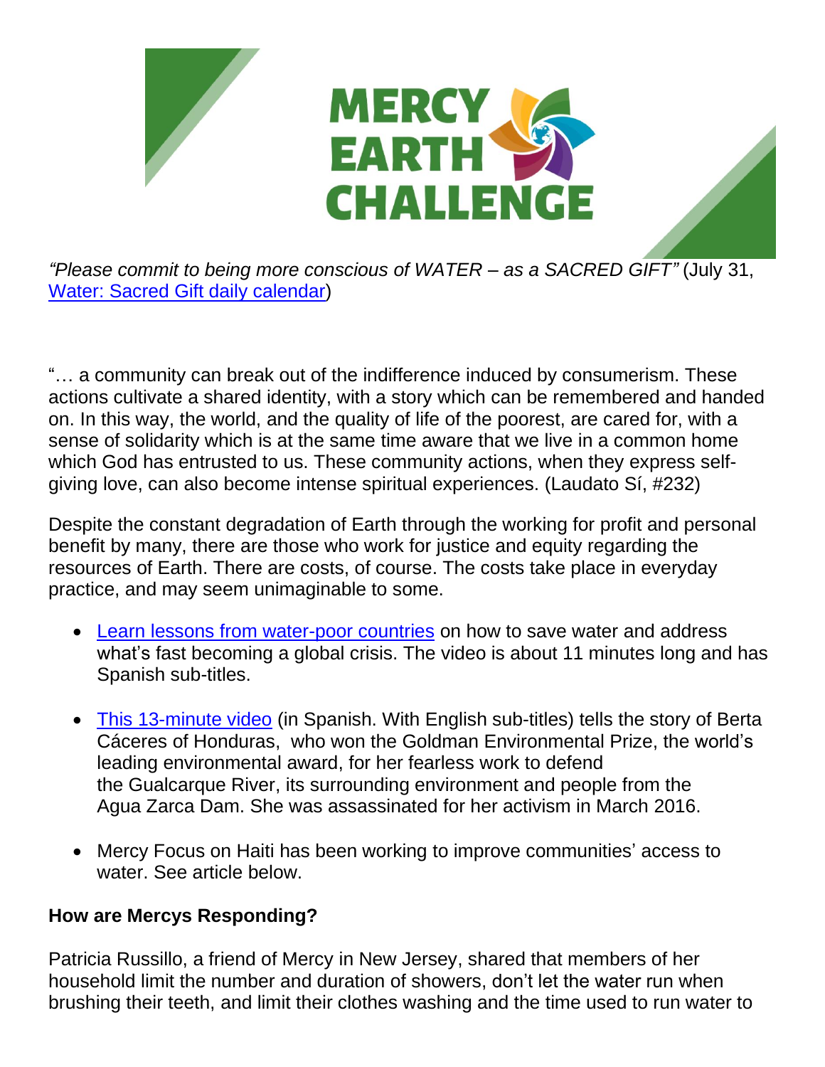# MERCY EARTH CHALLENGE

*"Please commit to being more conscious of WATER – as a SACRED GIFT"* (July 31, Water: Sacred Gift daily calendar)

"… a community can break out of the indifference induced by consumerism. These actions cultivate a shared identity, with a story which can be remembered and handed on. In this way, the world, and the quality of life of the poorest, are cared for, with a sense of solidarity which is at the same time aware that we live in a common home which God has entrusted to us. These community actions, when they express self-giving love, can also become intense spiritual experiences. (Laudato Sí, #232)

Despite the constant degradation of Earth through the working for profit and personal benefit by many, there are those who work for justice and equity regarding the resources of Earth. There are costs, of course. The costs take place in everyday practice, and may seem unimaginable to some.

- Learn lessons from water-poor countries on how to save water and address what's fast becoming a global crisis. The video is about 11 minutes long and has Spanish sub-titles.
- This 13-minute video (in Spanish. With English sub-titles) tells the story of Berta Cáceres of Honduras, who won the Goldman Environmental Prize, the world's leading environmental award, for her fearless work to defend the Gualcarque River, its surrounding environment and people from the Agua Zarca Dam. She was assassinated for her activism in March 2016.
- Mercy Focus on Haiti has been working to improve communities' access to water. See article below.

**How are Mercys Responding?**

Patricia Russillo, a friend of Mercy in New Jersey, shared that members of her household limit the number and duration of showers, don't let the water run when brushing their teeth, and limit their clothes washing and the time used to run water to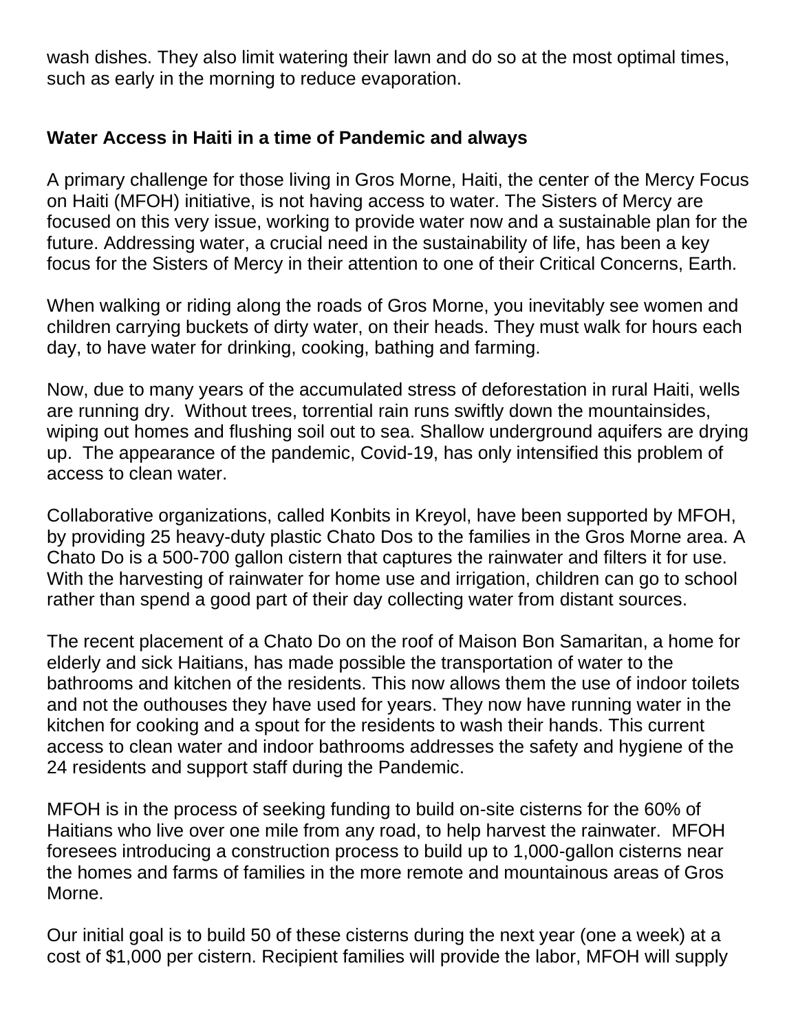wash dishes. They also limit watering their lawn and do so at the most optimal times, such as early in the morning to reduce evaporation.

**Water Access in Haiti in a time of Pandemic and always**

A primary challenge for those living in Gros Morne, Haiti, the center of the Mercy Focus on Haiti (MFOH) initiative, is not having access to water. The Sisters of Mercy are focused on this very issue, working to provide water now and a sustainable plan for the future. Addressing water, a crucial need in the sustainability of life, has been a key focus for the Sisters of Mercy in their attention to one of their Critical Concerns, Earth.

When walking or riding along the roads of Gros Morne, you inevitably see women and children carrying buckets of dirty water, on their heads. They must walk for hours each day, to have water for drinking, cooking, bathing and farming.

Now, due to many years of the accumulated stress of deforestation in rural Haiti, wells are running dry. Without trees, torrential rain runs swiftly down the mountainsides, wiping out homes and flushing soil out to sea. Shallow underground aquifers are drying up. The appearance of the pandemic, Covid-19, has only intensified this problem of access to clean water.

Collaborative organizations, called Konbits in Kreyol, have been supported by MFOH, by providing 25 heavy-duty plastic Chato Dos to the families in the Gros Morne area. A Chato Do is a 500-700 gallon cistern that captures the rainwater and filters it for use. With the harvesting of rainwater for home use and irrigation, children can go to school rather than spend a good part of their day collecting water from distant sources.

The recent placement of a Chato Do on the roof of Maison Bon Samaritan, a home for elderly and sick Haitians, has made possible the transportation of water to the bathrooms and kitchen of the residents. This now allows them the use of indoor toilets and not the outhouses they have used for years. They now have running water in the kitchen for cooking and a spout for the residents to wash their hands. This current access to clean water and indoor bathrooms addresses the safety and hygiene of the 24 residents and support staff during the Pandemic.

MFOH is in the process of seeking funding to build on-site cisterns for the 60% of Haitians who live over one mile from any road, to help harvest the rainwater. MFOH foresees introducing a construction process to build up to 1,000-gallon cisterns near the homes and farms of families in the more remote and mountainous areas of Gros Morne.

Our initial goal is to build 50 of these cisterns during the next year (one a week) at a cost of $1,000 per cistern. Recipient families will provide the labor, MFOH will supply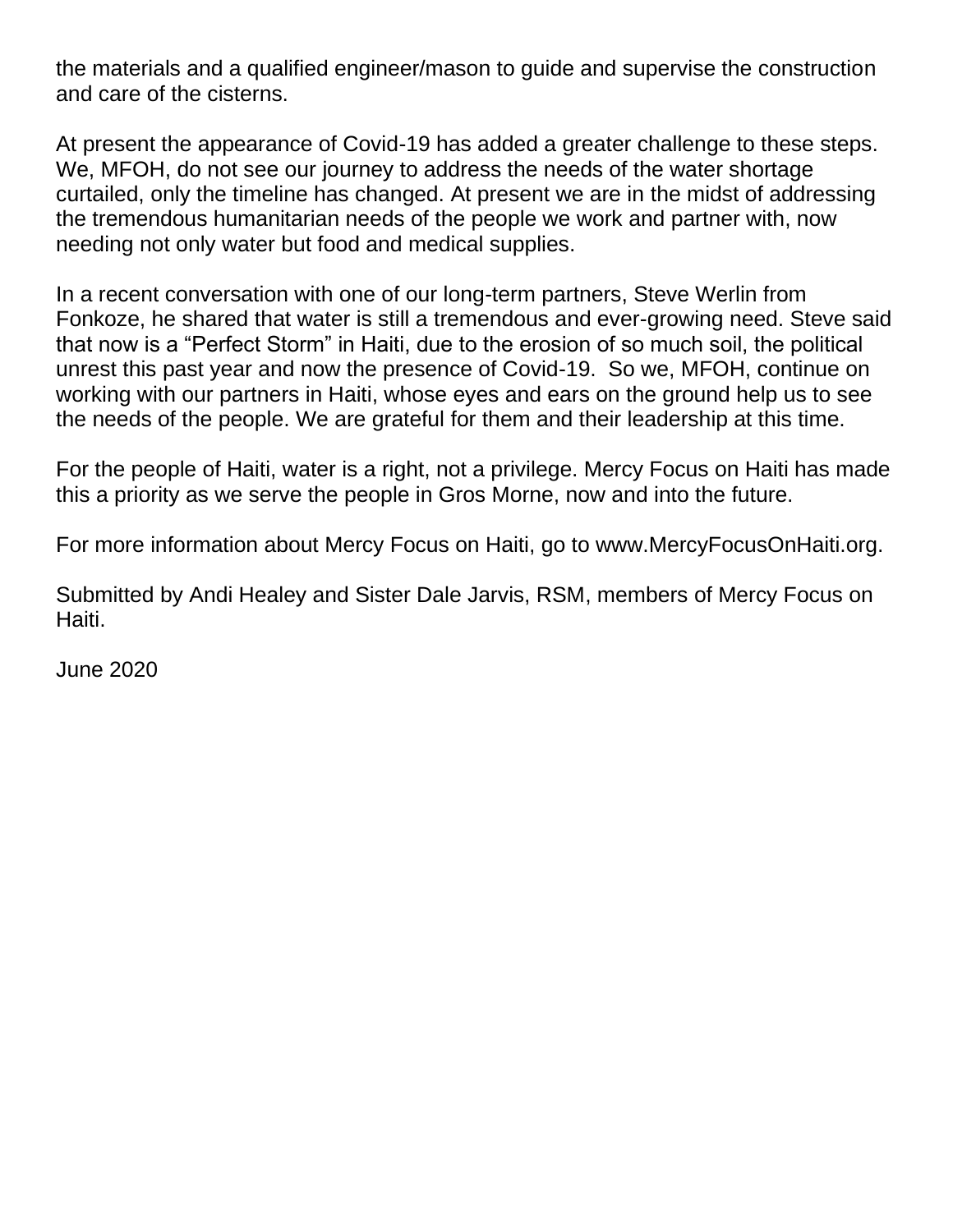the materials and a qualified engineer/mason to guide and supervise the construction and care of the cisterns.

At present the appearance of Covid-19 has added a greater challenge to these steps. We, MFOH, do not see our journey to address the needs of the water shortage curtailed, only the timeline has changed. At present we are in the midst of addressing the tremendous humanitarian needs of the people we work and partner with, now needing not only water but food and medical supplies.

In a recent conversation with one of our long-term partners, Steve Werlin from Fonkoze, he shared that water is still a tremendous and ever-growing need. Steve said that now is a "Perfect Storm" in Haiti, due to the erosion of so much soil, the political unrest this past year and now the presence of Covid-19. So we, MFOH, continue on working with our partners in Haiti, whose eyes and ears on the ground help us to see the needs of the people. We are grateful for them and their leadership at this time.

For the people of Haiti, water is a right, not a privilege. Mercy Focus on Haiti has made this a priority as we serve the people in Gros Morne, now and into the future.

For more information about Mercy Focus on Haiti, go to www.MercyFocusOnHaiti.org.

Submitted by Andi Healey and Sister Dale Jarvis, RSM, members of Mercy Focus on Haiti.

June 2020